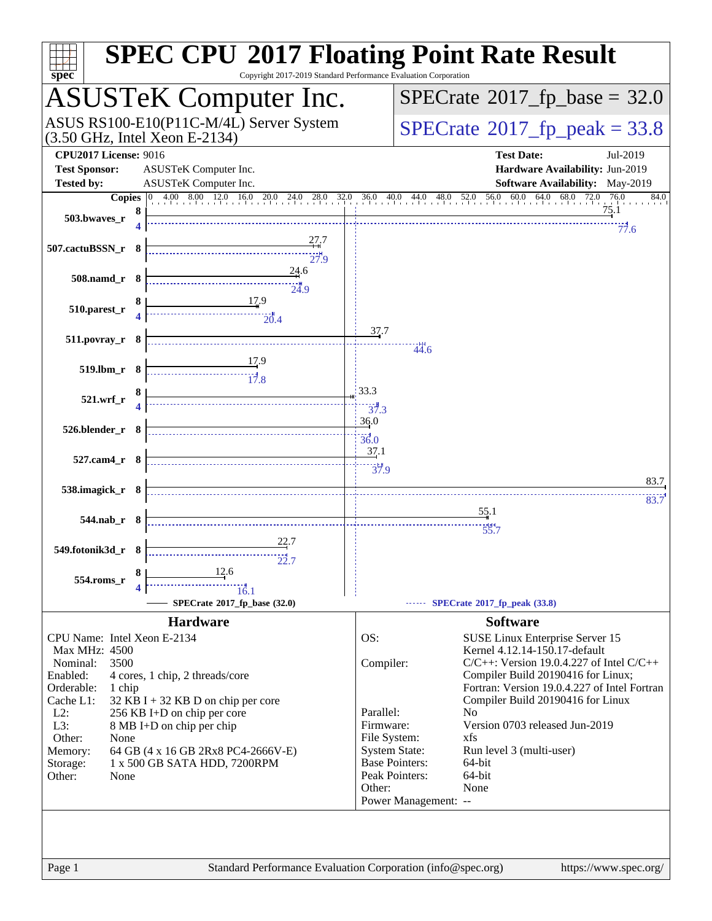# SPEC CPU 2017 Floating Point Rate Result

Copyright 2017-2019 Standard Performance Evaluation Corporation

## ASUSTeK Computer Inc.

ASUS RS100-E10(P11C-M/4L) Server System
(3.50 GHz, Intel Xeon E-2134)

SPECrate 2017_fp_base = 32.0

SPECrate 2017_fp_peak = 33.8

**CPU2017 License:** 9016
**Test Sponsor:** ASUSTeK Computer Inc.
**Tested by:** ASUSTeK Computer Inc.

**Test Date:** Jul-2019
**Hardware Availability:** Jun-2019
**Software Availability:** May-2019

| Benchmark | Copies (base) | Base | Copies (peak) | Peak |
|---|---|---|---|---|
| 503.bwaves_r | 8 | 75.1 | 4 | 77.6 |
| 507.cactuBSSN_r | 8 | 27.7 | 8 | 27.9 |
| 508.namd_r | 8 | 24.6 | 8 | 24.9 |
| 510.parest_r | 8 | 17.9 | 4 | 20.4 |
| 511.povray_r | 8 | 37.7 | 8 | 44.6 |
| 519.lbm_r | 8 | 17.9 | 8 | 17.8 |
| 521.wrf_r | 8 | 33.3 | 4 | 37.3 |
| 526.blender_r | 8 | 36.0 | 8 | 36.0 |
| 527.cam4_r | 8 | 37.1 | 8 | 37.9 |
| 538.imagick_r | 8 | 83.7 | 8 | 83.7 |
| 544.nab_r | 8 | 55.1 | 8 | 55.7 |
| 549.fotonik3d_r | 8 | 22.7 | 8 | 22.7 |
| 554.roms_r | 8 | 12.6 | 4 | 16.1 |

SPECrate 2017_fp_base (32.0) — SPECrate 2017_fp_peak (33.8)

### Hardware

| | |
|---|---|
| CPU Name: | Intel Xeon E-2134 |
| Max MHz: | 4500 |
| Nominal: | 3500 |
| Enabled: | 4 cores, 1 chip, 2 threads/core |
| Orderable: | 1 chip |
| Cache L1: | 32 KB I + 32 KB D on chip per core |
| L2: | 256 KB I+D on chip per core |
| L3: | 8 MB I+D on chip per chip |
| Other: | None |
| Memory: | 64 GB (4 x 16 GB 2Rx8 PC4-2666V-E) |
| Storage: | 1 x 500 GB SATA HDD, 7200RPM |
| Other: | None |

### Software

| | |
|---|---|
| OS: | SUSE Linux Enterprise Server 15<br>Kernel 4.12.14-150.17-default |
| Compiler: | C/C++: Version 19.0.4.227 of Intel C/C++ Compiler Build 20190416 for Linux;<br>Fortran: Version 19.0.4.227 of Intel Fortran Compiler Build 20190416 for Linux |
| Parallel: | No |
| Firmware: | Version 0703 released Jun-2019 |
| File System: | xfs |
| System State: | Run level 3 (multi-user) |
| Base Pointers: | 64-bit |
| Peak Pointers: | 64-bit |
| Other: | None |
| Power Management: | -- |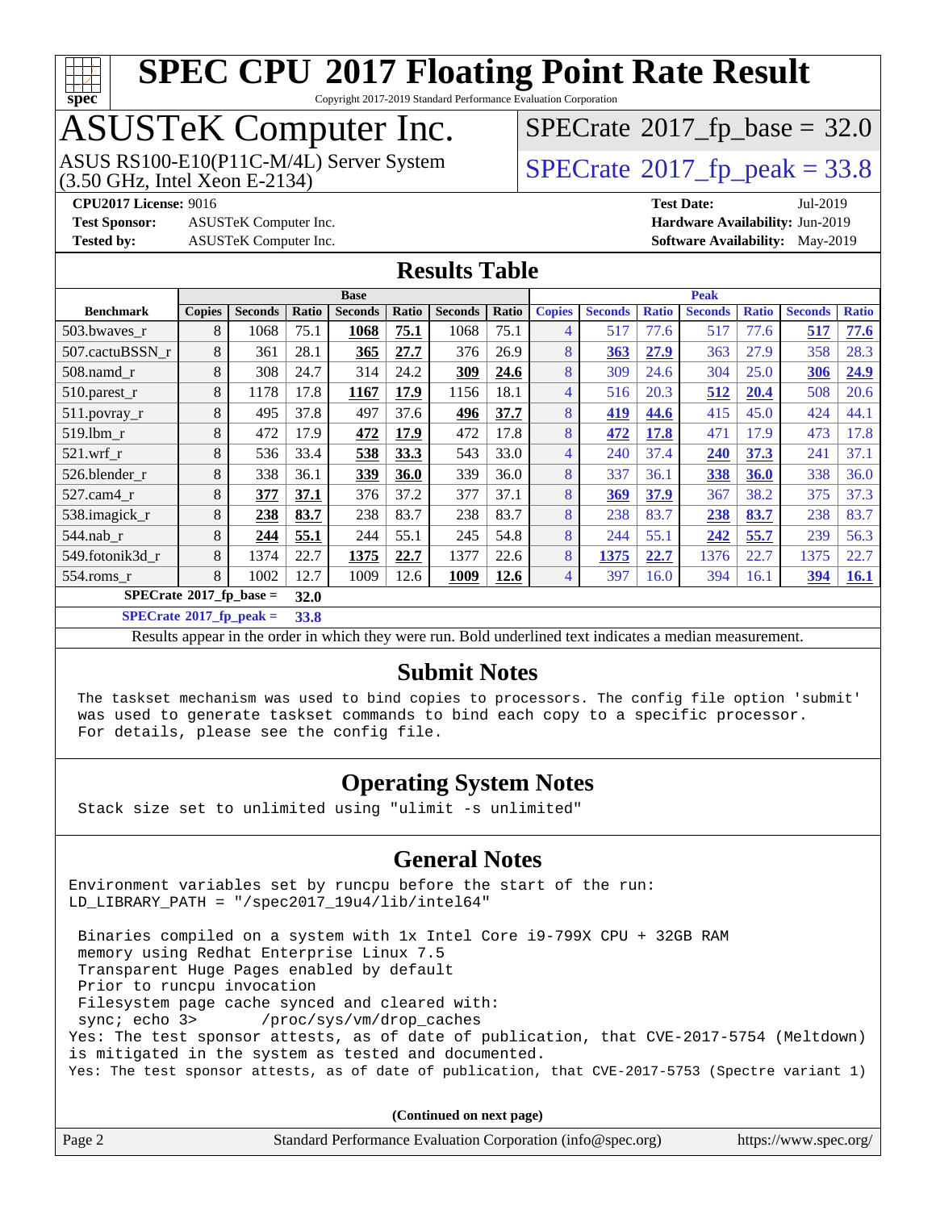# SPEC CPU 2017 Floating Point Rate Result

Copyright 2017-2019 Standard Performance Evaluation Corporation

# ASUSTeK Computer Inc.

ASUS RS100-E10(P11C-M/4L) Server System
(3.50 GHz, Intel Xeon E-2134)

SPECrate 2017_fp_base = 32.0

SPECrate 2017_fp_peak = 33.8

**CPU2017 License:** 9016
**Test Sponsor:** ASUSTeK Computer Inc.
**Tested by:** ASUSTeK Computer Inc.

**Test Date:** Jul-2019
**Hardware Availability:** Jun-2019
**Software Availability:** May-2019

## Results Table

| Benchmark | Base | | | | | | | Peak | | | | | | |
|---|---|---|---|---|---|---|---|---|---|---|---|---|---|---|
| | Copies | Seconds | Ratio | Seconds | Ratio | Seconds | Ratio | Copies | Seconds | Ratio | Seconds | Ratio | Seconds | Ratio |
| 503.bwaves_r | 8 | 1068 | 75.1 | **1068** | **75.1** | 1068 | 75.1 | 4 | 517 | 77.6 | 517 | 77.6 | **517** | **77.6** |
| 507.cactuBSSN_r | 8 | 361 | 28.1 | **365** | **27.7** | 376 | 26.9 | 8 | **363** | **27.9** | 363 | 27.9 | 358 | 28.3 |
| 508.namd_r | 8 | 308 | 24.7 | 314 | 24.2 | **309** | **24.6** | 8 | 309 | 24.6 | 304 | 25.0 | **306** | **24.9** |
| 510.parest_r | 8 | 1178 | 17.8 | **1167** | **17.9** | 1156 | 18.1 | 4 | 516 | 20.3 | **512** | **20.4** | 508 | 20.6 |
| 511.povray_r | 8 | 495 | 37.8 | 497 | 37.6 | **496** | **37.7** | 8 | **419** | **44.6** | 415 | 45.0 | 424 | 44.1 |
| 519.lbm_r | 8 | 472 | 17.9 | **472** | **17.9** | 472 | 17.8 | 8 | **472** | **17.8** | 471 | 17.9 | 473 | 17.8 |
| 521.wrf_r | 8 | 536 | 33.4 | **538** | **33.3** | 543 | 33.0 | 4 | 240 | 37.4 | **240** | **37.3** | 241 | 37.1 |
| 526.blender_r | 8 | 338 | 36.1 | **339** | **36.0** | 339 | 36.0 | 8 | 337 | 36.1 | **338** | **36.0** | 338 | 36.0 |
| 527.cam4_r | 8 | **377** | **37.1** | 376 | 37.2 | 377 | 37.1 | 8 | **369** | **37.9** | 367 | 38.2 | 375 | 37.3 |
| 538.imagick_r | 8 | **238** | **83.7** | 238 | 83.7 | 238 | 83.7 | 8 | 238 | 83.7 | **238** | **83.7** | 238 | 83.7 |
| 544.nab_r | 8 | **244** | **55.1** | 244 | 55.1 | 245 | 54.8 | 8 | 244 | 55.1 | **242** | **55.7** | 239 | 56.3 |
| 549.fotonik3d_r | 8 | 1374 | 22.7 | **1375** | **22.7** | 1377 | 22.6 | 8 | **1375** | **22.7** | 1376 | 22.7 | 1375 | 22.7 |
| 554.roms_r | 8 | 1002 | 12.7 | 1009 | 12.6 | **1009** | **12.6** | 4 | 397 | 16.0 | 394 | 16.1 | **394** | **16.1** |

**SPECrate 2017_fp_base = 32.0**

**SPECrate 2017_fp_peak = 33.8**

Results appear in the order in which they were run. Bold underlined text indicates a median measurement.

## Submit Notes

```
The taskset mechanism was used to bind copies to processors. The config file option 'submit'
was used to generate taskset commands to bind each copy to a specific processor.
For details, please see the config file.
```

## Operating System Notes

```
Stack size set to unlimited using "ulimit -s unlimited"
```

## General Notes

```
Environment variables set by runcpu before the start of the run:
LD_LIBRARY_PATH = "/spec2017_19u4/lib/intel64"

 Binaries compiled on a system with 1x Intel Core i9-799X CPU + 32GB RAM
 memory using Redhat Enterprise Linux 7.5
 Transparent Huge Pages enabled by default
 Prior to runcpu invocation
 Filesystem page cache synced and cleared with:
 sync; echo 3>       /proc/sys/vm/drop_caches
Yes: The test sponsor attests, as of date of publication, that CVE-2017-5754 (Meltdown)
is mitigated in the system as tested and documented.
Yes: The test sponsor attests, as of date of publication, that CVE-2017-5753 (Spectre variant 1)
```

**(Continued on next page)**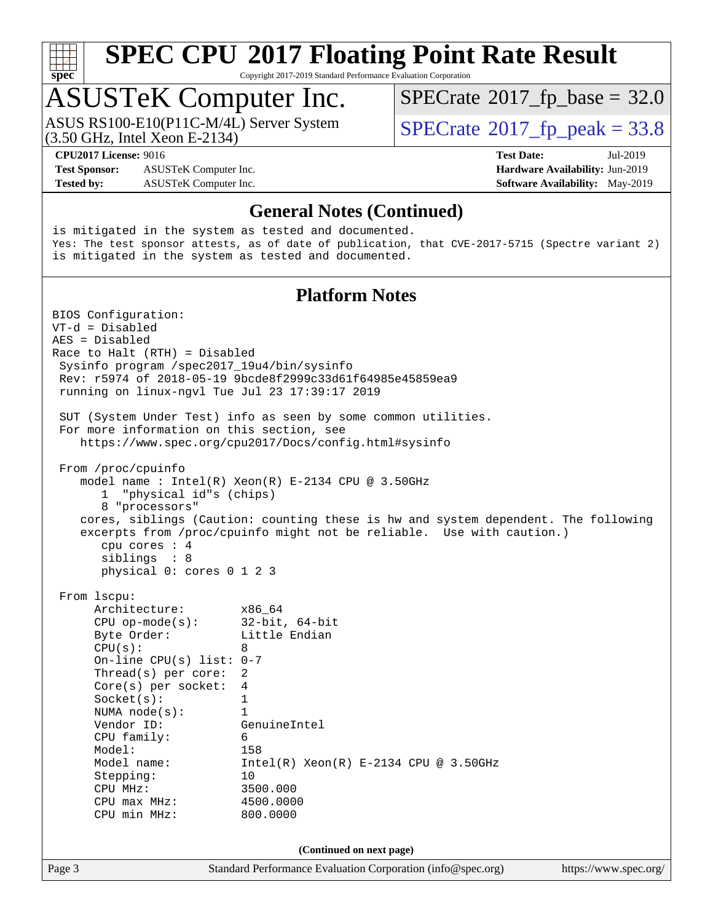# SPEC CPU 2017 Floating Point Rate Result

Copyright 2017-2019 Standard Performance Evaluation Corporation

## ASUSTeK Computer Inc.

ASUS RS100-E10(P11C-M/4L) Server System
(3.50 GHz, Intel Xeon E-2134)

SPECrate 2017_fp_base = 32.0

SPECrate 2017_fp_peak = 33.8

**CPU2017 License:** 9016
**Test Sponsor:** ASUSTeK Computer Inc.
**Tested by:** ASUSTeK Computer Inc.

**Test Date:** Jul-2019
**Hardware Availability:** Jun-2019
**Software Availability:** May-2019

### General Notes (Continued)

```
is mitigated in the system as tested and documented.
Yes: The test sponsor attests, as of date of publication, that CVE-2017-5715 (Spectre variant 2)
is mitigated in the system as tested and documented.
```

### Platform Notes

```
BIOS Configuration:
VT-d = Disabled
AES = Disabled
Race to Halt (RTH) = Disabled
 Sysinfo program /spec2017_19u4/bin/sysinfo
 Rev: r5974 of 2018-05-19 9bcde8f2999c33d61f64985e45859ea9
 running on linux-ngvl Tue Jul 23 17:39:17 2019

 SUT (System Under Test) info as seen by some common utilities.
 For more information on this section, see
    https://www.spec.org/cpu2017/Docs/config.html#sysinfo

 From /proc/cpuinfo
    model name : Intel(R) Xeon(R) E-2134 CPU @ 3.50GHz
       1  "physical id"s (chips)
       8 "processors"
    cores, siblings (Caution: counting these is hw and system dependent. The following
    excerpts from /proc/cpuinfo might not be reliable.  Use with caution.)
       cpu cores : 4
       siblings  : 8
       physical 0: cores 0 1 2 3

 From lscpu:
      Architecture:        x86_64
      CPU op-mode(s):      32-bit, 64-bit
      Byte Order:          Little Endian
      CPU(s):              8
      On-line CPU(s) list: 0-7
      Thread(s) per core:  2
      Core(s) per socket:  4
      Socket(s):           1
      NUMA node(s):        1
      Vendor ID:           GenuineIntel
      CPU family:          6
      Model:               158
      Model name:          Intel(R) Xeon(R) E-2134 CPU @ 3.50GHz
      Stepping:            10
      CPU MHz:             3500.000
      CPU max MHz:         4500.0000
      CPU min MHz:         800.0000
```

(Continued on next page)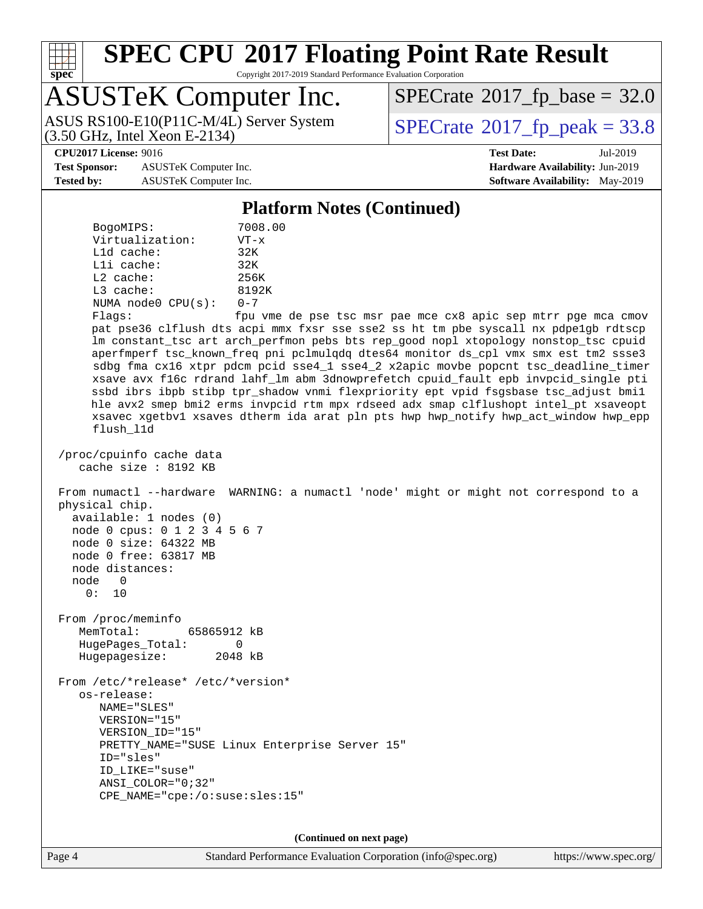## Platform Notes (Continued)

```
      BogoMIPS:              7008.00
      Virtualization:        VT-x
      L1d cache:             32K
      L1i cache:             32K
      L2 cache:              256K
      L3 cache:              8192K
      NUMA node0 CPU(s):     0-7
      Flags:                 fpu vme de pse tsc msr pae mce cx8 apic sep mtrr pge mca cmov
      pat pse36 clflush dts acpi mmx fxsr sse sse2 ss ht tm pbe syscall nx pdpe1gb rdtscp
      lm constant_tsc art arch_perfmon pebs bts rep_good nopl xtopology nonstop_tsc cpuid
      aperfmperf tsc_known_freq pni pclmulqdq dtes64 monitor ds_cpl vmx smx est tm2 ssse3
      sdbg fma cx16 xtpr pdcm pcid sse4_1 sse4_2 x2apic movbe popcnt tsc_deadline_timer
      xsave avx f16c rdrand lahf_lm abm 3dnowprefetch cpuid_fault epb invpcid_single pti
      ssbd ibrs ibpb stibp tpr_shadow vnmi flexpriority ept vpid fsgsbase tsc_adjust bmi1
      hle avx2 smep bmi2 erms invpcid rtm mpx rdseed adx smap clflushopt intel_pt xsaveopt
      xsavec xgetbv1 xsaves dtherm ida arat pln pts hwp hwp_notify hwp_act_window hwp_epp
      flush_l1d

 /proc/cpuinfo cache data
    cache size : 8192 KB

 From numactl --hardware  WARNING: a numactl 'node' might or might not correspond to a
 physical chip.
   available: 1 nodes (0)
   node 0 cpus: 0 1 2 3 4 5 6 7
   node 0 size: 64322 MB
   node 0 free: 63817 MB
   node distances:
   node   0
     0:  10

 From /proc/meminfo
    MemTotal:       65865912 kB
    HugePages_Total:       0
    Hugepagesize:       2048 kB

 From /etc/*release* /etc/*version*
    os-release:
       NAME="SLES"
       VERSION="15"
       VERSION_ID="15"
       PRETTY_NAME="SUSE Linux Enterprise Server 15"
       ID="sles"
       ID_LIKE="suse"
       ANSI_COLOR="0;32"
       CPE_NAME="cpe:/o:suse:sles:15"
```

**(Continued on next page)**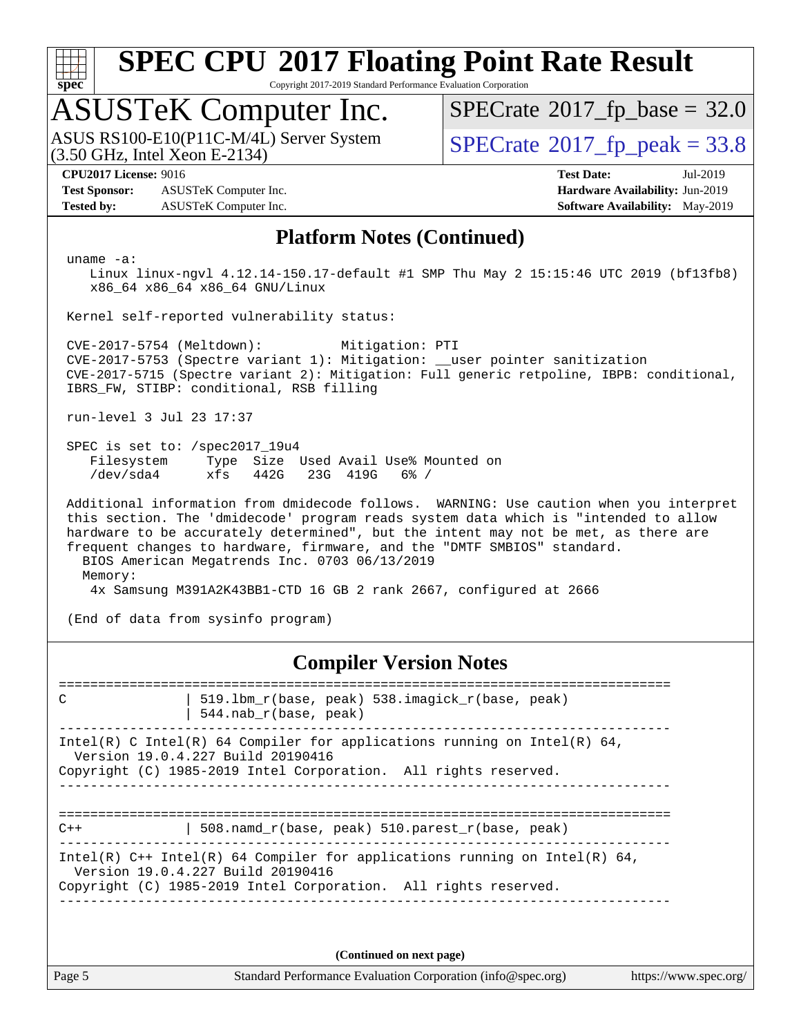## Platform Notes (Continued)

```
 uname -a:
    Linux linux-ngvl 4.12.14-150.17-default #1 SMP Thu May 2 15:15:46 UTC 2019 (bf13fb8)
    x86_64 x86_64 x86_64 GNU/Linux

 Kernel self-reported vulnerability status:

 CVE-2017-5754 (Meltdown):          Mitigation: PTI
 CVE-2017-5753 (Spectre variant 1): Mitigation: __user pointer sanitization
 CVE-2017-5715 (Spectre variant 2): Mitigation: Full generic retpoline, IBPB: conditional,
 IBRS_FW, STIBP: conditional, RSB filling

 run-level 3 Jul 23 17:37

 SPEC is set to: /spec2017_19u4
    Filesystem     Type  Size  Used Avail Use% Mounted on
    /dev/sda4      xfs   442G   23G  419G   6% /

 Additional information from dmidecode follows.  WARNING: Use caution when you interpret
 this section. The 'dmidecode' program reads system data which is "intended to allow
 hardware to be accurately determined", but the intent may not be met, as there are
 frequent changes to hardware, firmware, and the "DMTF SMBIOS" standard.
   BIOS American Megatrends Inc. 0703 06/13/2019
   Memory:
     4x Samsung M391A2K43BB1-CTD 16 GB 2 rank 2667, configured at 2666

 (End of data from sysinfo program)
```

## Compiler Version Notes

```
==============================================================================
C               | 519.lbm_r(base, peak) 538.imagick_r(base, peak)
                | 544.nab_r(base, peak)
------------------------------------------------------------------------------
Intel(R) C Intel(R) 64 Compiler for applications running on Intel(R) 64,
  Version 19.0.4.227 Build 20190416
Copyright (C) 1985-2019 Intel Corporation.  All rights reserved.
------------------------------------------------------------------------------

==============================================================================
C++             | 508.namd_r(base, peak) 510.parest_r(base, peak)
------------------------------------------------------------------------------
Intel(R) C++ Intel(R) 64 Compiler for applications running on Intel(R) 64,
  Version 19.0.4.227 Build 20190416
Copyright (C) 1985-2019 Intel Corporation.  All rights reserved.
------------------------------------------------------------------------------
```

**(Continued on next page)**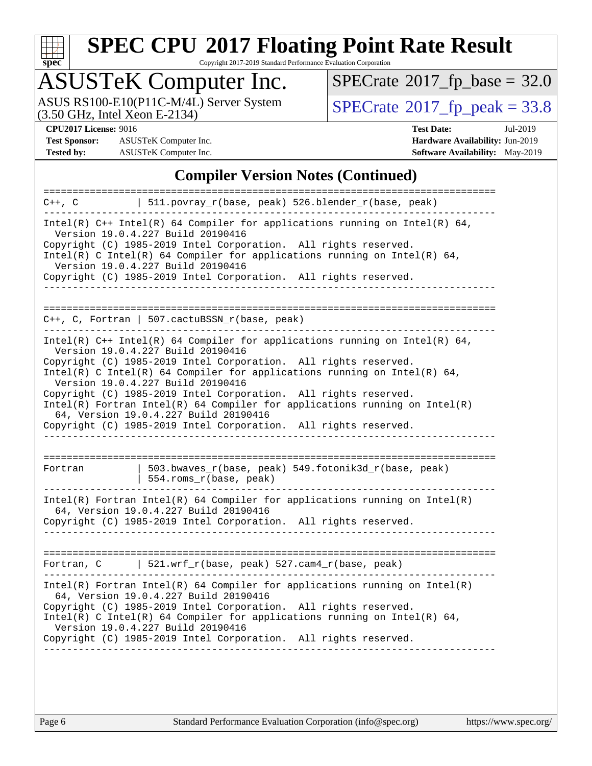## Compiler Version Notes (Continued)

```
==============================================================================
C++, C          | 511.povray_r(base, peak) 526.blender_r(base, peak)
------------------------------------------------------------------------------
Intel(R) C++ Intel(R) 64 Compiler for applications running on Intel(R) 64,
  Version 19.0.4.227 Build 20190416
Copyright (C) 1985-2019 Intel Corporation.  All rights reserved.
Intel(R) C Intel(R) 64 Compiler for applications running on Intel(R) 64,
  Version 19.0.4.227 Build 20190416
Copyright (C) 1985-2019 Intel Corporation.  All rights reserved.
------------------------------------------------------------------------------

==============================================================================
C++, C, Fortran | 507.cactuBSSN_r(base, peak)
------------------------------------------------------------------------------
Intel(R) C++ Intel(R) 64 Compiler for applications running on Intel(R) 64,
  Version 19.0.4.227 Build 20190416
Copyright (C) 1985-2019 Intel Corporation.  All rights reserved.
Intel(R) C Intel(R) 64 Compiler for applications running on Intel(R) 64,
  Version 19.0.4.227 Build 20190416
Copyright (C) 1985-2019 Intel Corporation.  All rights reserved.
Intel(R) Fortran Intel(R) 64 Compiler for applications running on Intel(R)
  64, Version 19.0.4.227 Build 20190416
Copyright (C) 1985-2019 Intel Corporation.  All rights reserved.
------------------------------------------------------------------------------

==============================================================================
Fortran         | 503.bwaves_r(base, peak) 549.fotonik3d_r(base, peak)
                | 554.roms_r(base, peak)
------------------------------------------------------------------------------
Intel(R) Fortran Intel(R) 64 Compiler for applications running on Intel(R)
  64, Version 19.0.4.227 Build 20190416
Copyright (C) 1985-2019 Intel Corporation.  All rights reserved.
------------------------------------------------------------------------------

==============================================================================
Fortran, C      | 521.wrf_r(base, peak) 527.cam4_r(base, peak)
------------------------------------------------------------------------------
Intel(R) Fortran Intel(R) 64 Compiler for applications running on Intel(R)
  64, Version 19.0.4.227 Build 20190416
Copyright (C) 1985-2019 Intel Corporation.  All rights reserved.
Intel(R) C Intel(R) 64 Compiler for applications running on Intel(R) 64,
  Version 19.0.4.227 Build 20190416
Copyright (C) 1985-2019 Intel Corporation.  All rights reserved.
------------------------------------------------------------------------------
```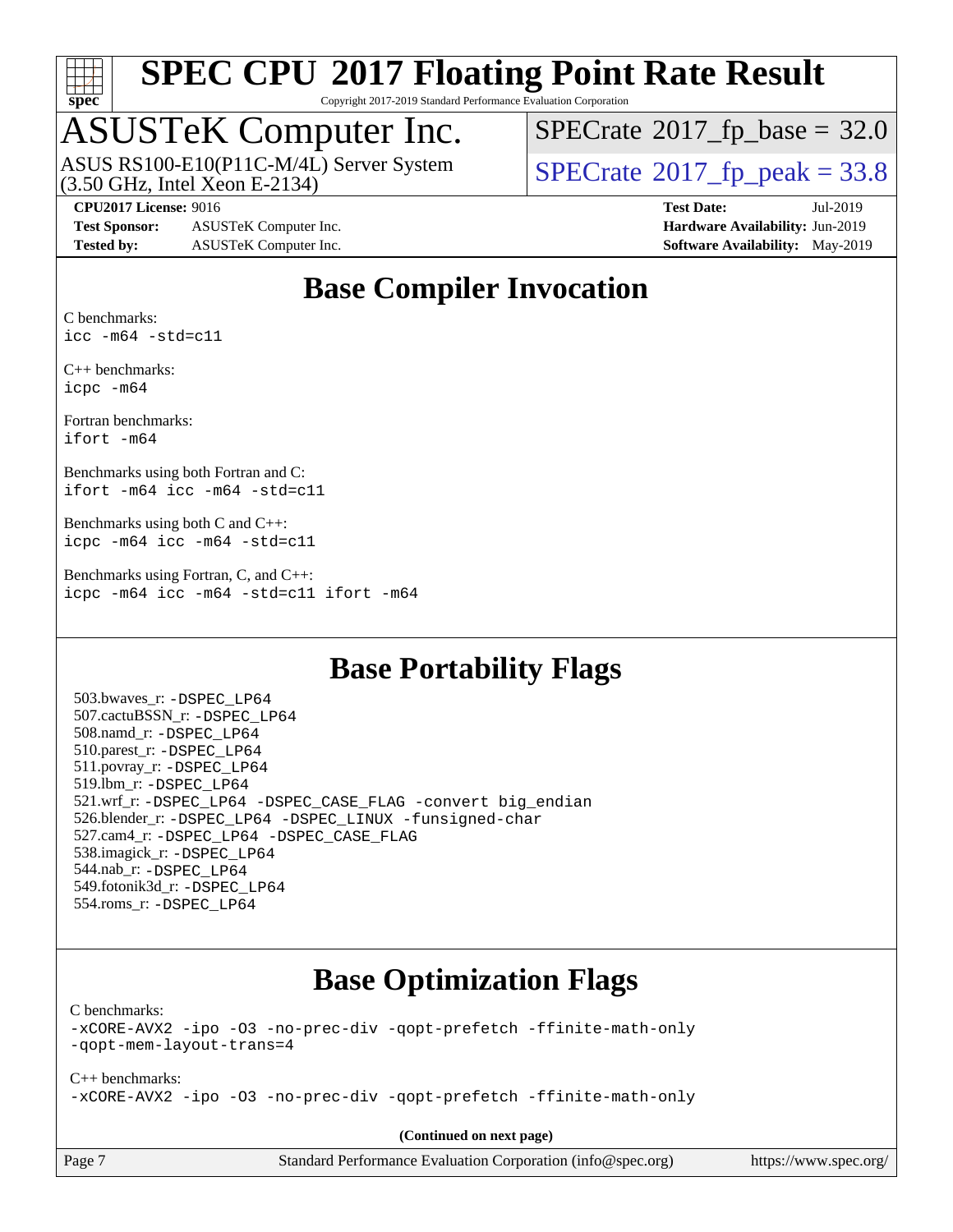# Base Compiler Invocation

C benchmarks:
```
icc -m64 -std=c11
```

C++ benchmarks:
```
icpc -m64
```

Fortran benchmarks:
```
ifort -m64
```

Benchmarks using both Fortran and C:
```
ifort -m64 icc -m64 -std=c11
```

Benchmarks using both C and C++:
```
icpc -m64 icc -m64 -std=c11
```

Benchmarks using Fortran, C, and C++:
```
icpc -m64 icc -m64 -std=c11 ifort -m64
```

# Base Portability Flags

503.bwaves_r: -DSPEC_LP64
507.cactuBSSN_r: -DSPEC_LP64
508.namd_r: -DSPEC_LP64
510.parest_r: -DSPEC_LP64
511.povray_r: -DSPEC_LP64
519.lbm_r: -DSPEC_LP64
521.wrf_r: -DSPEC_LP64 -DSPEC_CASE_FLAG -convert big_endian
526.blender_r: -DSPEC_LP64 -DSPEC_LINUX -funsigned-char
527.cam4_r: -DSPEC_LP64 -DSPEC_CASE_FLAG
538.imagick_r: -DSPEC_LP64
544.nab_r: -DSPEC_LP64
549.fotonik3d_r: -DSPEC_LP64
554.roms_r: -DSPEC_LP64

# Base Optimization Flags

C benchmarks:
```
-xCORE-AVX2 -ipo -O3 -no-prec-div -qopt-prefetch -ffinite-math-only
-qopt-mem-layout-trans=4
```

C++ benchmarks:
```
-xCORE-AVX2 -ipo -O3 -no-prec-div -qopt-prefetch -ffinite-math-only
```

**(Continued on next page)**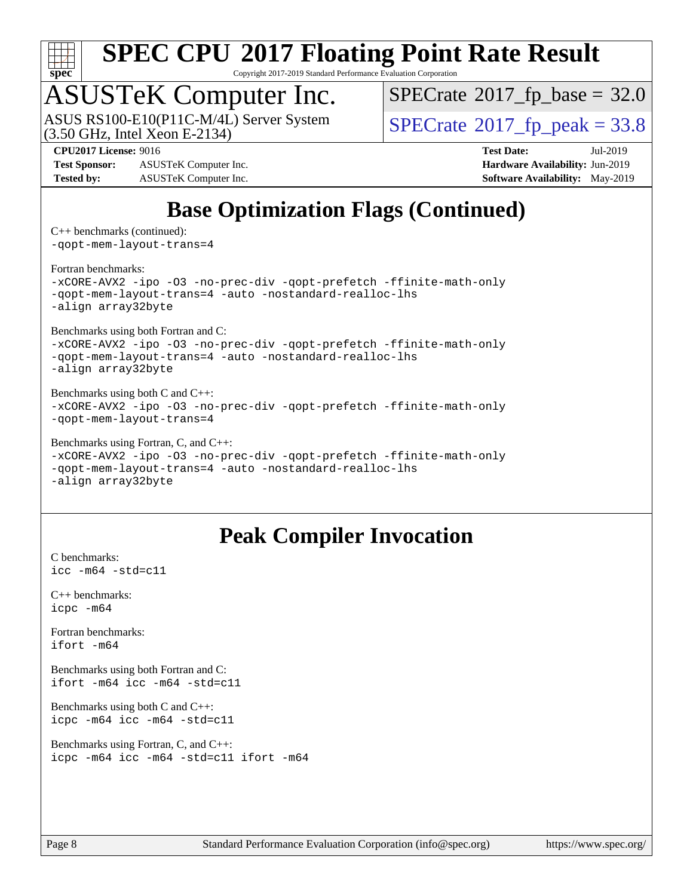# Base Optimization Flags (Continued)

C++ benchmarks (continued):
```
-qopt-mem-layout-trans=4
```

Fortran benchmarks:
```
-xCORE-AVX2 -ipo -O3 -no-prec-div -qopt-prefetch -ffinite-math-only
-qopt-mem-layout-trans=4 -auto -nostandard-realloc-lhs
-align array32byte
```

Benchmarks using both Fortran and C:
```
-xCORE-AVX2 -ipo -O3 -no-prec-div -qopt-prefetch -ffinite-math-only
-qopt-mem-layout-trans=4 -auto -nostandard-realloc-lhs
-align array32byte
```

Benchmarks using both C and C++:
```
-xCORE-AVX2 -ipo -O3 -no-prec-div -qopt-prefetch -ffinite-math-only
-qopt-mem-layout-trans=4
```

Benchmarks using Fortran, C, and C++:
```
-xCORE-AVX2 -ipo -O3 -no-prec-div -qopt-prefetch -ffinite-math-only
-qopt-mem-layout-trans=4 -auto -nostandard-realloc-lhs
-align array32byte
```

# Peak Compiler Invocation

C benchmarks:
```
icc -m64 -std=c11
```

C++ benchmarks:
```
icpc -m64
```

Fortran benchmarks:
```
ifort -m64
```

Benchmarks using both Fortran and C:
```
ifort -m64 icc -m64 -std=c11
```

Benchmarks using both C and C++:
```
icpc -m64 icc -m64 -std=c11
```

Benchmarks using Fortran, C, and C++:
```
icpc -m64 icc -m64 -std=c11 ifort -m64
```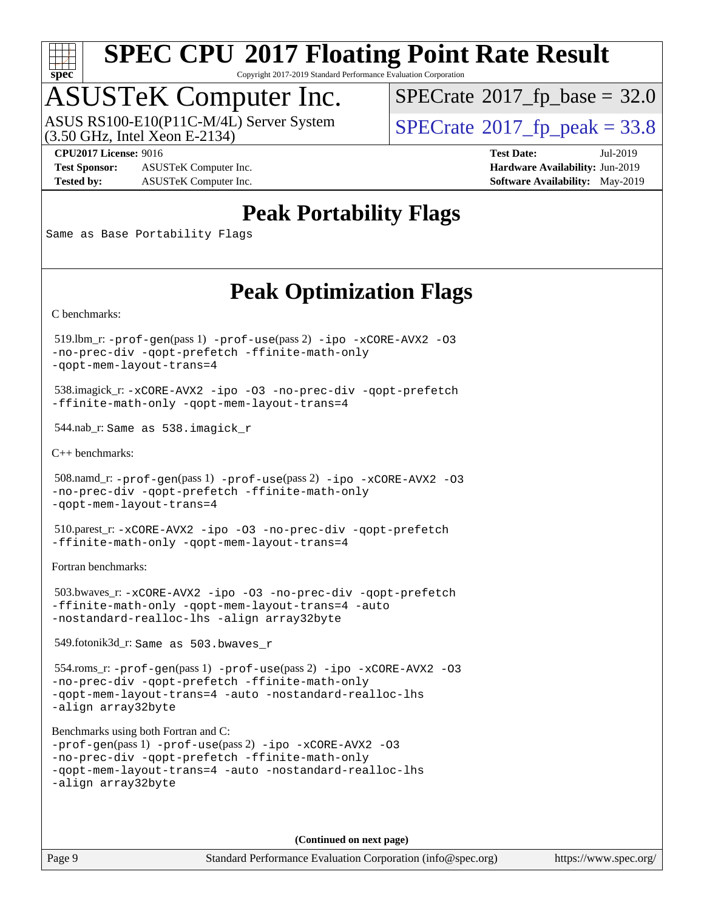# Peak Portability Flags

Same as Base Portability Flags

# Peak Optimization Flags

C benchmarks:

519.lbm_r: `-prof-gen`(pass 1) `-prof-use`(pass 2) `-ipo -xCORE-AVX2 -O3 -no-prec-div -qopt-prefetch -ffinite-math-only -qopt-mem-layout-trans=4`

538.imagick_r: `-xCORE-AVX2 -ipo -O3 -no-prec-div -qopt-prefetch -ffinite-math-only -qopt-mem-layout-trans=4`

544.nab_r: `Same as 538.imagick_r`

C++ benchmarks:

508.namd_r: `-prof-gen`(pass 1) `-prof-use`(pass 2) `-ipo -xCORE-AVX2 -O3 -no-prec-div -qopt-prefetch -ffinite-math-only -qopt-mem-layout-trans=4`

510.parest_r: `-xCORE-AVX2 -ipo -O3 -no-prec-div -qopt-prefetch -ffinite-math-only -qopt-mem-layout-trans=4`

Fortran benchmarks:

503.bwaves_r: `-xCORE-AVX2 -ipo -O3 -no-prec-div -qopt-prefetch -ffinite-math-only -qopt-mem-layout-trans=4 -auto -nostandard-realloc-lhs -align array32byte`

549.fotonik3d_r: `Same as 503.bwaves_r`

554.roms_r: `-prof-gen`(pass 1) `-prof-use`(pass 2) `-ipo -xCORE-AVX2 -O3 -no-prec-div -qopt-prefetch -ffinite-math-only -qopt-mem-layout-trans=4 -auto -nostandard-realloc-lhs -align array32byte`

Benchmarks using both Fortran and C:
`-prof-gen`(pass 1) `-prof-use`(pass 2) `-ipo -xCORE-AVX2 -O3 -no-prec-div -qopt-prefetch -ffinite-math-only -qopt-mem-layout-trans=4 -auto -nostandard-realloc-lhs -align array32byte`

**(Continued on next page)**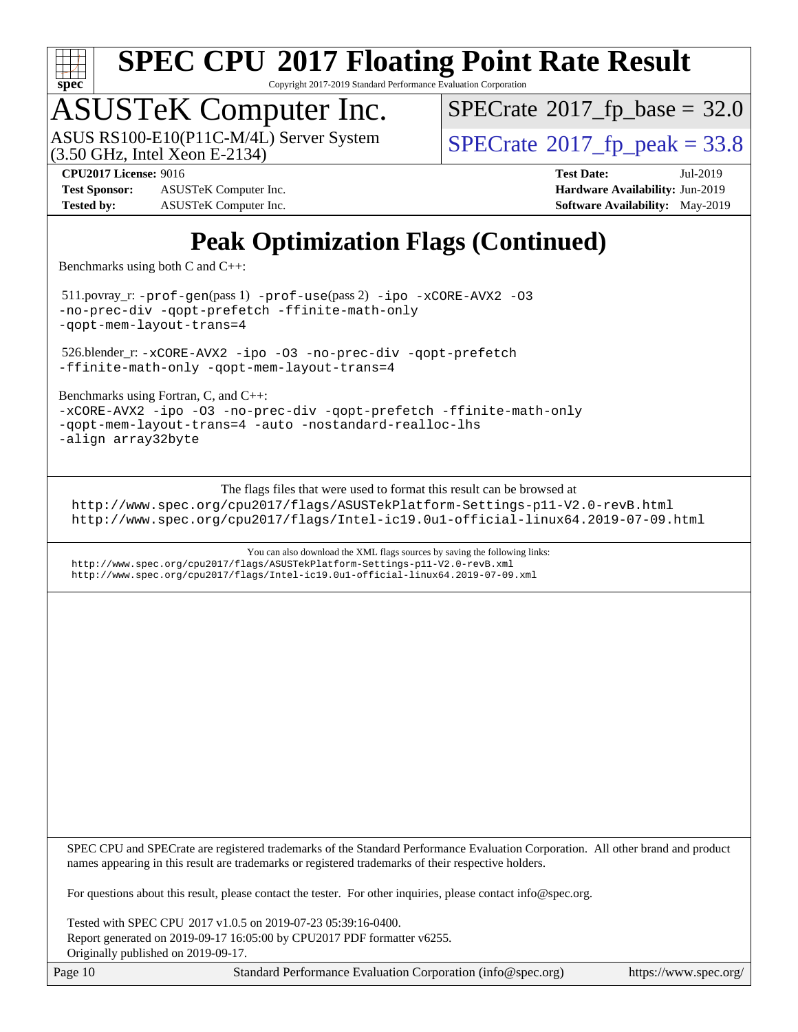# SPEC CPU 2017 Floating Point Rate Result

Copyright 2017-2019 Standard Performance Evaluation Corporation

## ASUSTeK Computer Inc.

ASUS RS100-E10(P11C-M/4L) Server System
(3.50 GHz, Intel Xeon E-2134)

SPECrate 2017_fp_base = 32.0

SPECrate 2017_fp_peak = 33.8

**CPU2017 License:** 9016
**Test Sponsor:** ASUSTeK Computer Inc.
**Tested by:** ASUSTeK Computer Inc.

**Test Date:** Jul-2019
**Hardware Availability:** Jun-2019
**Software Availability:** May-2019

# Peak Optimization Flags (Continued)

Benchmarks using both C and C++:

511.povray_r: `-prof-gen`(pass 1) `-prof-use`(pass 2) `-ipo -xCORE-AVX2 -O3 -no-prec-div -qopt-prefetch -ffinite-math-only -qopt-mem-layout-trans=4`

526.blender_r: `-xCORE-AVX2 -ipo -O3 -no-prec-div -qopt-prefetch -ffinite-math-only -qopt-mem-layout-trans=4`

Benchmarks using Fortran, C, and C++:
`-xCORE-AVX2 -ipo -O3 -no-prec-div -qopt-prefetch -ffinite-math-only -qopt-mem-layout-trans=4 -auto -nostandard-realloc-lhs -align array32byte`

The flags files that were used to format this result can be browsed at
http://www.spec.org/cpu2017/flags/ASUSTekPlatform-Settings-p11-V2.0-revB.html
http://www.spec.org/cpu2017/flags/Intel-ic19.0u1-official-linux64.2019-07-09.html

You can also download the XML flags sources by saving the following links:
http://www.spec.org/cpu2017/flags/ASUSTekPlatform-Settings-p11-V2.0-revB.xml
http://www.spec.org/cpu2017/flags/Intel-ic19.0u1-official-linux64.2019-07-09.xml

SPEC CPU and SPECrate are registered trademarks of the Standard Performance Evaluation Corporation. All other brand and product names appearing in this result are trademarks or registered trademarks of their respective holders.

For questions about this result, please contact the tester. For other inquiries, please contact info@spec.org.

Tested with SPEC CPU 2017 v1.0.5 on 2019-07-23 05:39:16-0400.
Report generated on 2019-09-17 16:05:00 by CPU2017 PDF formatter v6255.
Originally published on 2019-09-17.